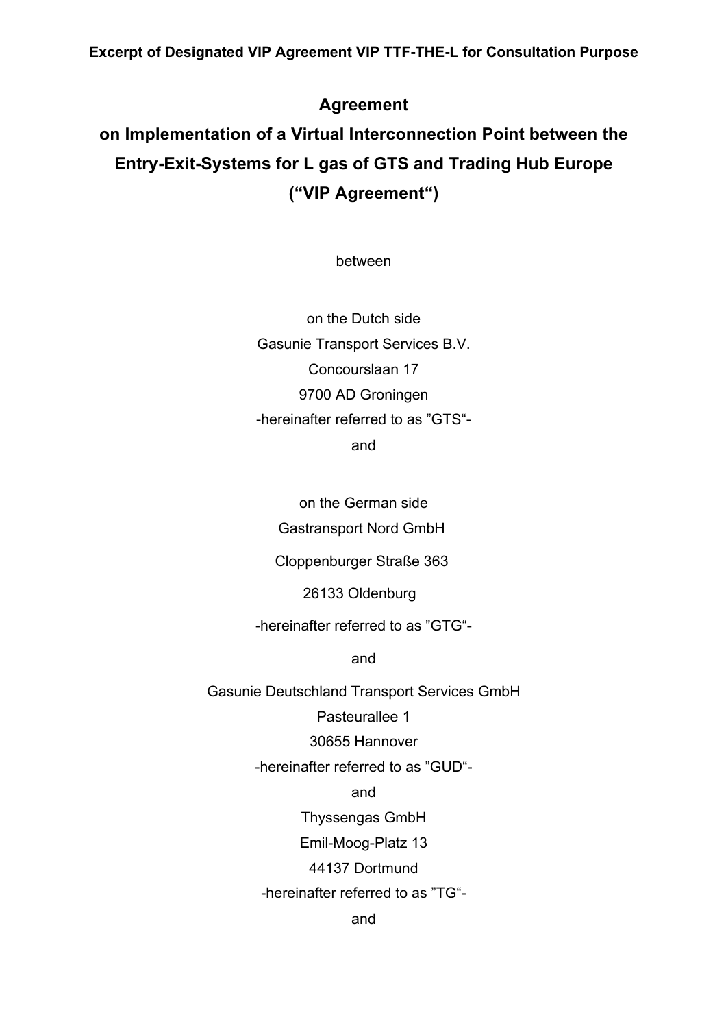**Excerpt of Designated VIP Agreement VIP TTF-THE-L for Consultation Purpose**

# Agreement on Implementation of a Virtual Interconnection Point between the Entry-Exit-Systems for L gas of GTS and Trading Hub Europe ("VIP Agreement")

between

on the Dutch side
Gasunie Transport Services B.V.
Concourslaan 17
9700 AD Groningen
-hereinafter referred to as "GTS"-
and

on the German side
Gastransport Nord GmbH
Cloppenburger Straße 363
26133 Oldenburg
-hereinafter referred to as "GTG"-

and

Gasunie Deutschland Transport Services GmbH
Pasteurallee 1
30655 Hannover
-hereinafter referred to as "GUD"-
and
Thyssengas GmbH
Emil-Moog-Platz 13
44137 Dortmund
-hereinafter referred to as "TG"-
and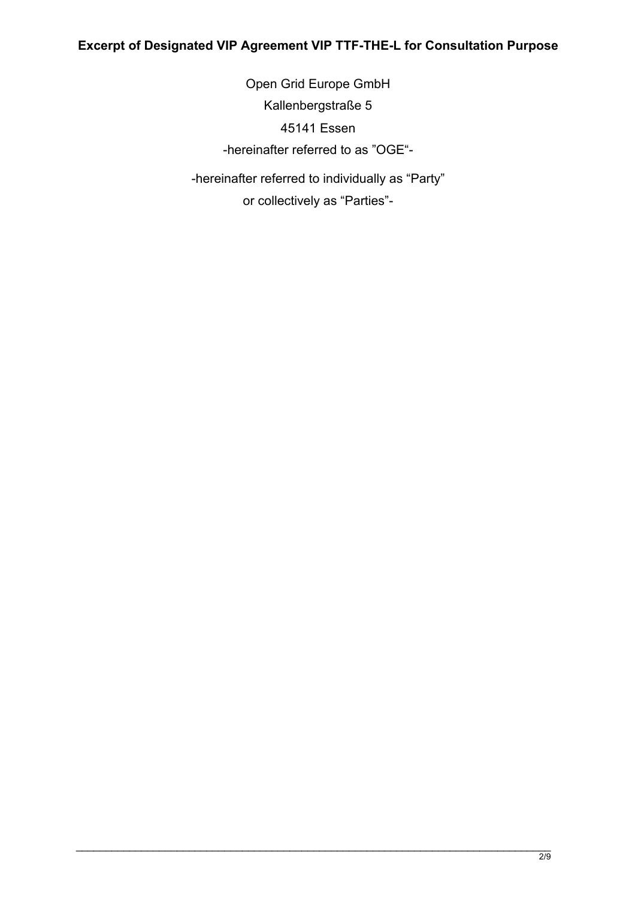Open Grid Europe GmbH

Kallenbergstraße 5

45141 Essen

-hereinafter referred to as "OGE"-

-hereinafter referred to individually as "Party"

or collectively as "Parties"-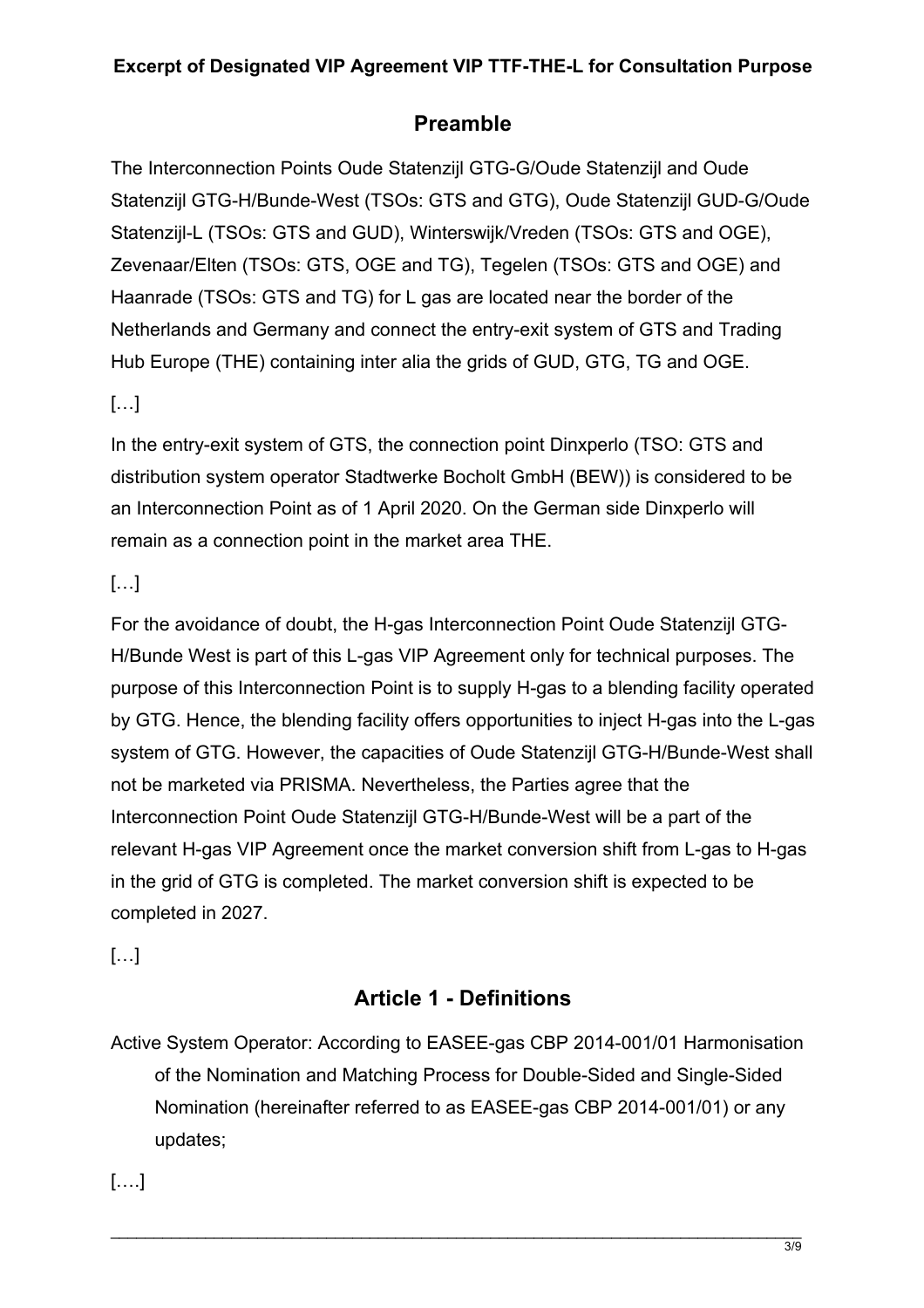## Preamble

The Interconnection Points Oude Statenzijl GTG-G/Oude Statenzijl and Oude Statenzijl GTG-H/Bunde-West (TSOs: GTS and GTG), Oude Statenzijl GUD-G/Oude Statenzijl-L (TSOs: GTS and GUD), Winterswijk/Vreden (TSOs: GTS and OGE), Zevenaar/Elten (TSOs: GTS, OGE and TG), Tegelen (TSOs: GTS and OGE) and Haanrade (TSOs: GTS and TG) for L gas are located near the border of the Netherlands and Germany and connect the entry-exit system of GTS and Trading Hub Europe (THE) containing inter alia the grids of GUD, GTG, TG and OGE.

[…]

In the entry-exit system of GTS, the connection point Dinxperlo (TSO: GTS and distribution system operator Stadtwerke Bocholt GmbH (BEW)) is considered to be an Interconnection Point as of 1 April 2020. On the German side Dinxperlo will remain as a connection point in the market area THE.

[…]

For the avoidance of doubt, the H-gas Interconnection Point Oude Statenzijl GTG-H/Bunde West is part of this L-gas VIP Agreement only for technical purposes. The purpose of this Interconnection Point is to supply H-gas to a blending facility operated by GTG. Hence, the blending facility offers opportunities to inject H-gas into the L-gas system of GTG. However, the capacities of Oude Statenzijl GTG-H/Bunde-West shall not be marketed via PRISMA. Nevertheless, the Parties agree that the Interconnection Point Oude Statenzijl GTG-H/Bunde-West will be a part of the relevant H-gas VIP Agreement once the market conversion shift from L-gas to H-gas in the grid of GTG is completed. The market conversion shift is expected to be completed in 2027.

[…]

## Article 1 - Definitions

Active System Operator: According to EASEE-gas CBP 2014-001/01 Harmonisation of the Nomination and Matching Process for Double-Sided and Single-Sided Nomination (hereinafter referred to as EASEE-gas CBP 2014-001/01) or any updates;

[….]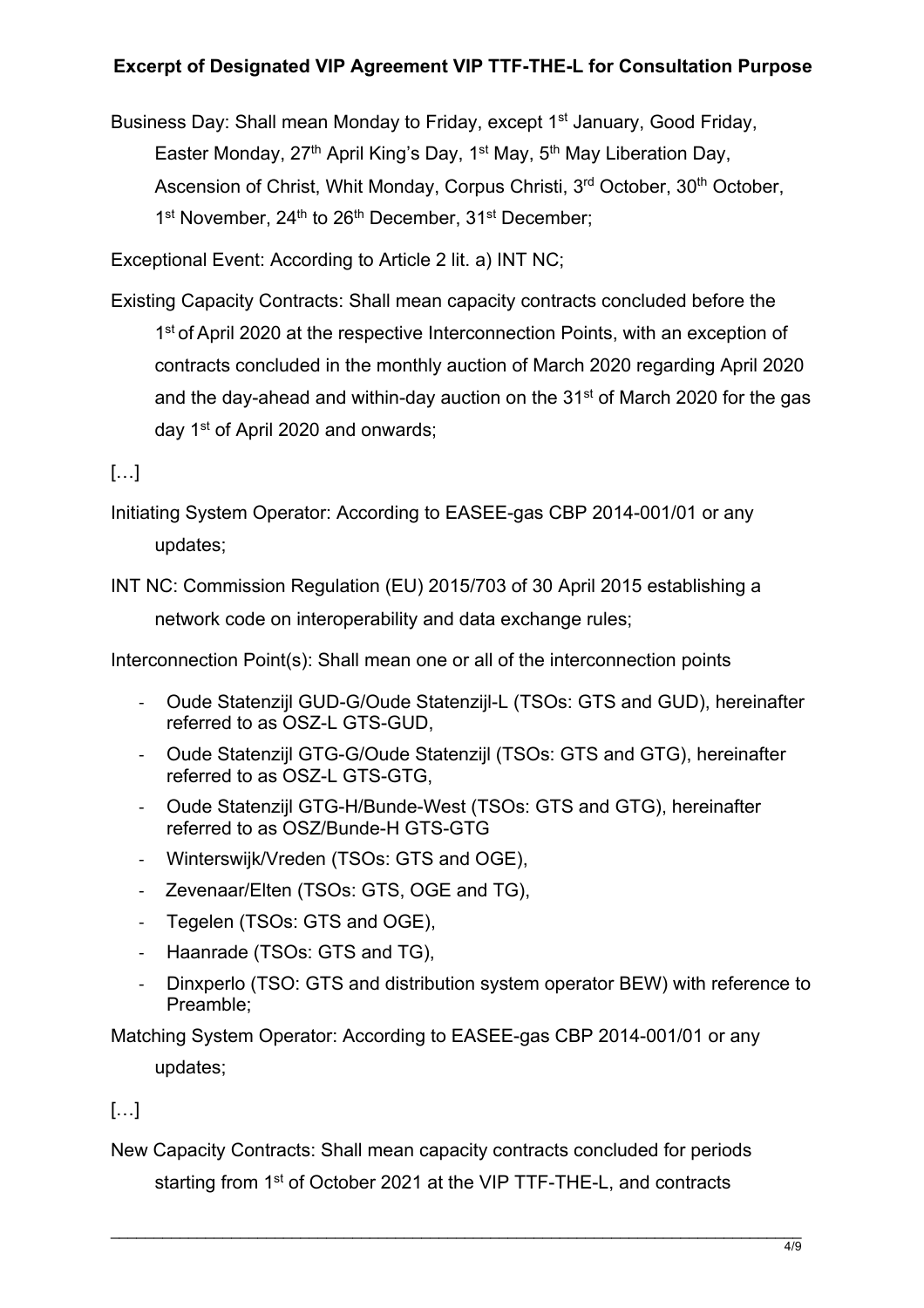Business Day: Shall mean Monday to Friday, except 1st January, Good Friday, Easter Monday, 27th April King's Day, 1st May, 5th May Liberation Day, Ascension of Christ, Whit Monday, Corpus Christi, 3rd October, 30th October, 1st November, 24th to 26th December, 31st December;

Exceptional Event: According to Article 2 lit. a) INT NC;

Existing Capacity Contracts: Shall mean capacity contracts concluded before the 1st of April 2020 at the respective Interconnection Points, with an exception of contracts concluded in the monthly auction of March 2020 regarding April 2020 and the day-ahead and within-day auction on the 31st of March 2020 for the gas day 1st of April 2020 and onwards;

[…]

Initiating System Operator: According to EASEE-gas CBP 2014-001/01 or any updates;

INT NC: Commission Regulation (EU) 2015/703 of 30 April 2015 establishing a network code on interoperability and data exchange rules;

Interconnection Point(s): Shall mean one or all of the interconnection points

- Oude Statenzijl GUD-G/Oude Statenzijl-L (TSOs: GTS and GUD), hereinafter referred to as OSZ-L GTS-GUD,
- Oude Statenzijl GTG-G/Oude Statenzijl (TSOs: GTS and GTG), hereinafter referred to as OSZ-L GTS-GTG,
- Oude Statenzijl GTG-H/Bunde-West (TSOs: GTS and GTG), hereinafter referred to as OSZ/Bunde-H GTS-GTG
- Winterswijk/Vreden (TSOs: GTS and OGE),
- Zevenaar/Elten (TSOs: GTS, OGE and TG),
- Tegelen (TSOs: GTS and OGE),
- Haanrade (TSOs: GTS and TG),
- Dinxperlo (TSO: GTS and distribution system operator BEW) with reference to Preamble;

Matching System Operator: According to EASEE-gas CBP 2014-001/01 or any updates;

[…]

New Capacity Contracts: Shall mean capacity contracts concluded for periods starting from 1st of October 2021 at the VIP TTF-THE-L, and contracts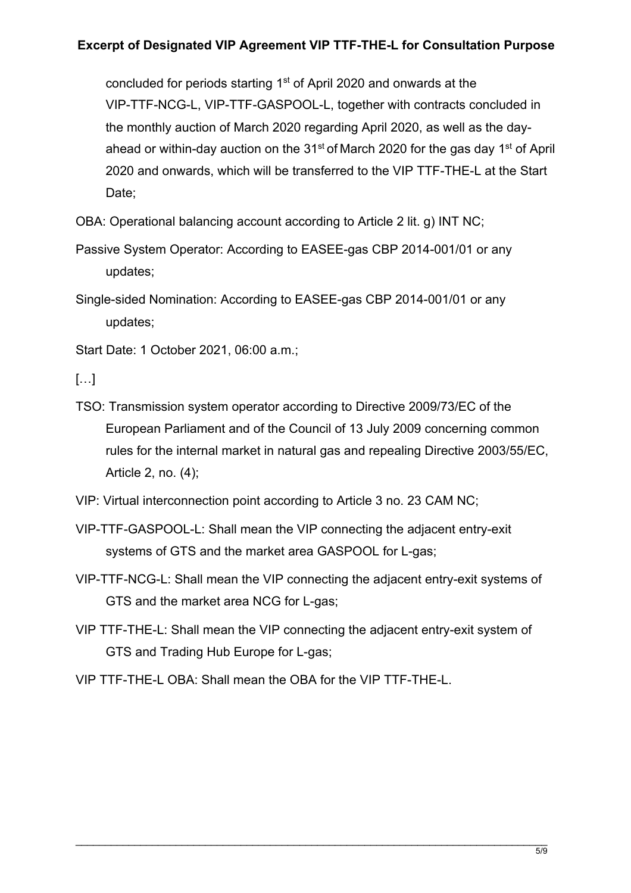concluded for periods starting 1st of April 2020 and onwards at the VIP-TTF-NCG-L, VIP-TTF-GASPOOL-L, together with contracts concluded in the monthly auction of March 2020 regarding April 2020, as well as the day-ahead or within-day auction on the 31st of March 2020 for the gas day 1st of April 2020 and onwards, which will be transferred to the VIP TTF-THE-L at the Start Date;

OBA: Operational balancing account according to Article 2 lit. g) INT NC;

Passive System Operator: According to EASEE-gas CBP 2014-001/01 or any updates;

Single-sided Nomination: According to EASEE-gas CBP 2014-001/01 or any updates;

Start Date: 1 October 2021, 06:00 a.m.;

[…]

TSO: Transmission system operator according to Directive 2009/73/EC of the European Parliament and of the Council of 13 July 2009 concerning common rules for the internal market in natural gas and repealing Directive 2003/55/EC, Article 2, no. (4);

VIP: Virtual interconnection point according to Article 3 no. 23 CAM NC;

VIP-TTF-GASPOOL-L: Shall mean the VIP connecting the adjacent entry-exit systems of GTS and the market area GASPOOL for L-gas;

VIP-TTF-NCG-L: Shall mean the VIP connecting the adjacent entry-exit systems of GTS and the market area NCG for L-gas;

VIP TTF-THE-L: Shall mean the VIP connecting the adjacent entry-exit system of GTS and Trading Hub Europe for L-gas;

VIP TTF-THE-L OBA: Shall mean the OBA for the VIP TTF-THE-L.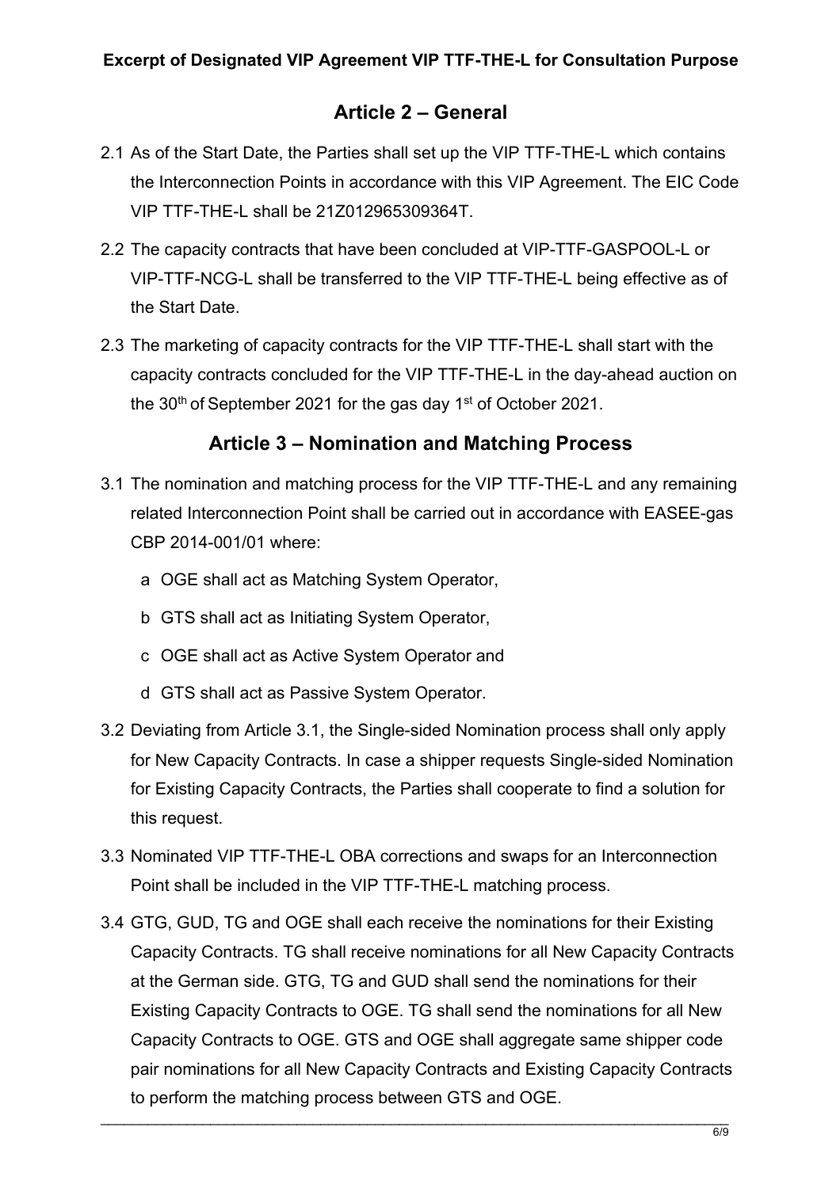## Article 2 – General

2.1 As of the Start Date, the Parties shall set up the VIP TTF-THE-L which contains the Interconnection Points in accordance with this VIP Agreement. The EIC Code VIP TTF-THE-L shall be 21Z012965309364T.

2.2 The capacity contracts that have been concluded at VIP-TTF-GASPOOL-L or VIP-TTF-NCG-L shall be transferred to the VIP TTF-THE-L being effective as of the Start Date.

2.3 The marketing of capacity contracts for the VIP TTF-THE-L shall start with the capacity contracts concluded for the VIP TTF-THE-L in the day-ahead auction on the 30th of September 2021 for the gas day 1st of October 2021.

## Article 3 – Nomination and Matching Process

3.1 The nomination and matching process for the VIP TTF-THE-L and any remaining related Interconnection Point shall be carried out in accordance with EASEE-gas CBP 2014-001/01 where:

  a OGE shall act as Matching System Operator,

  b GTS shall act as Initiating System Operator,

  c OGE shall act as Active System Operator and

  d GTS shall act as Passive System Operator.

3.2 Deviating from Article 3.1, the Single-sided Nomination process shall only apply for New Capacity Contracts. In case a shipper requests Single-sided Nomination for Existing Capacity Contracts, the Parties shall cooperate to find a solution for this request.

3.3 Nominated VIP TTF-THE-L OBA corrections and swaps for an Interconnection Point shall be included in the VIP TTF-THE-L matching process.

3.4 GTG, GUD, TG and OGE shall each receive the nominations for their Existing Capacity Contracts. TG shall receive nominations for all New Capacity Contracts at the German side. GTG, TG and GUD shall send the nominations for their Existing Capacity Contracts to OGE. TG shall send the nominations for all New Capacity Contracts to OGE. GTS and OGE shall aggregate same shipper code pair nominations for all New Capacity Contracts and Existing Capacity Contracts to perform the matching process between GTS and OGE.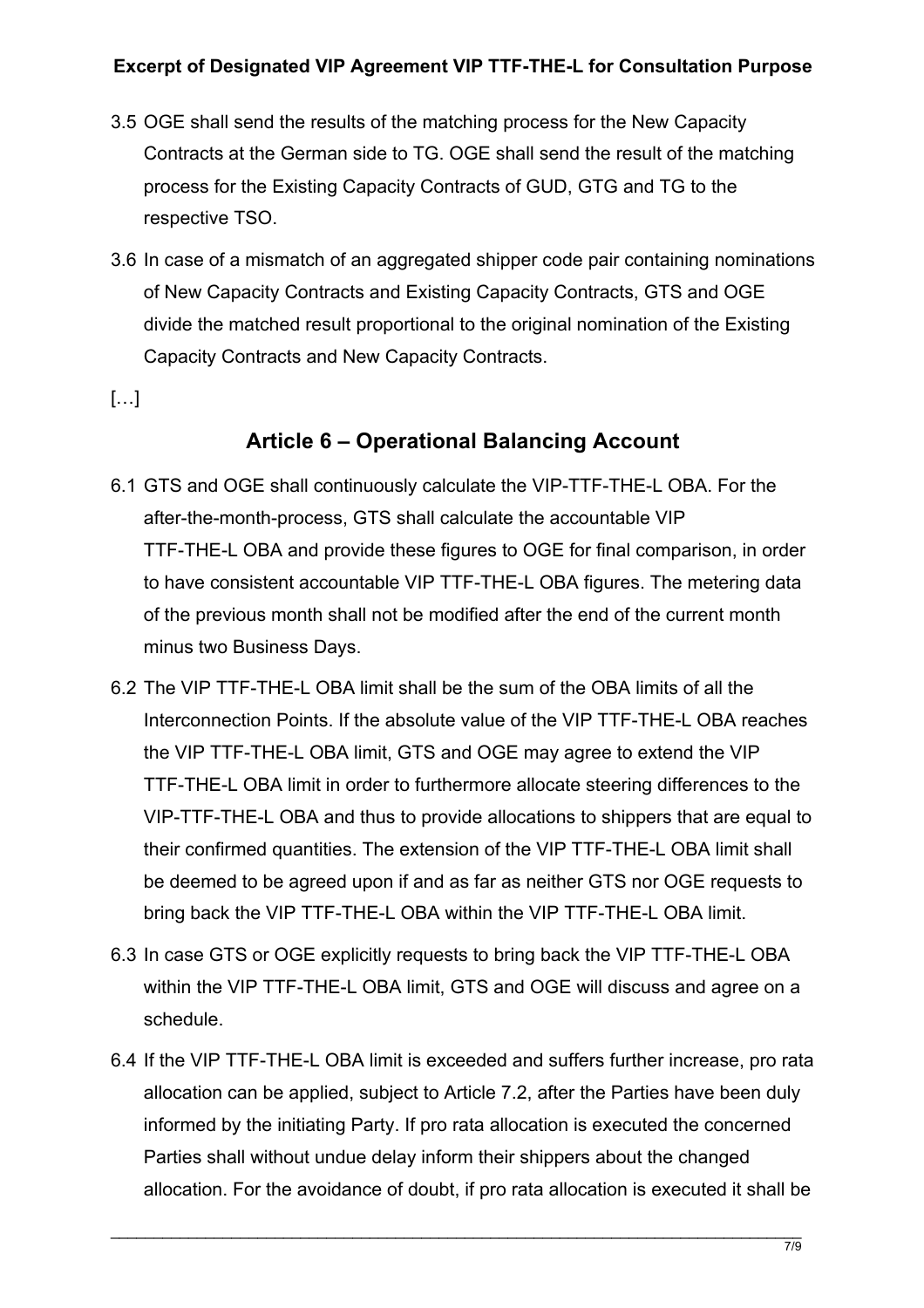3.5 OGE shall send the results of the matching process for the New Capacity Contracts at the German side to TG. OGE shall send the result of the matching process for the Existing Capacity Contracts of GUD, GTG and TG to the respective TSO.

3.6 In case of a mismatch of an aggregated shipper code pair containing nominations of New Capacity Contracts and Existing Capacity Contracts, GTS and OGE divide the matched result proportional to the original nomination of the Existing Capacity Contracts and New Capacity Contracts.

[…]

## Article 6 – Operational Balancing Account

6.1 GTS and OGE shall continuously calculate the VIP-TTF-THE-L OBA. For the after-the-month-process, GTS shall calculate the accountable VIP TTF-THE-L OBA and provide these figures to OGE for final comparison, in order to have consistent accountable VIP TTF-THE-L OBA figures. The metering data of the previous month shall not be modified after the end of the current month minus two Business Days.

6.2 The VIP TTF-THE-L OBA limit shall be the sum of the OBA limits of all the Interconnection Points. If the absolute value of the VIP TTF-THE-L OBA reaches the VIP TTF-THE-L OBA limit, GTS and OGE may agree to extend the VIP TTF-THE-L OBA limit in order to furthermore allocate steering differences to the VIP-TTF-THE-L OBA and thus to provide allocations to shippers that are equal to their confirmed quantities. The extension of the VIP TTF-THE-L OBA limit shall be deemed to be agreed upon if and as far as neither GTS nor OGE requests to bring back the VIP TTF-THE-L OBA within the VIP TTF-THE-L OBA limit.

6.3 In case GTS or OGE explicitly requests to bring back the VIP TTF-THE-L OBA within the VIP TTF-THE-L OBA limit, GTS and OGE will discuss and agree on a schedule.

6.4 If the VIP TTF-THE-L OBA limit is exceeded and suffers further increase, pro rata allocation can be applied, subject to Article 7.2, after the Parties have been duly informed by the initiating Party. If pro rata allocation is executed the concerned Parties shall without undue delay inform their shippers about the changed allocation. For the avoidance of doubt, if pro rata allocation is executed it shall be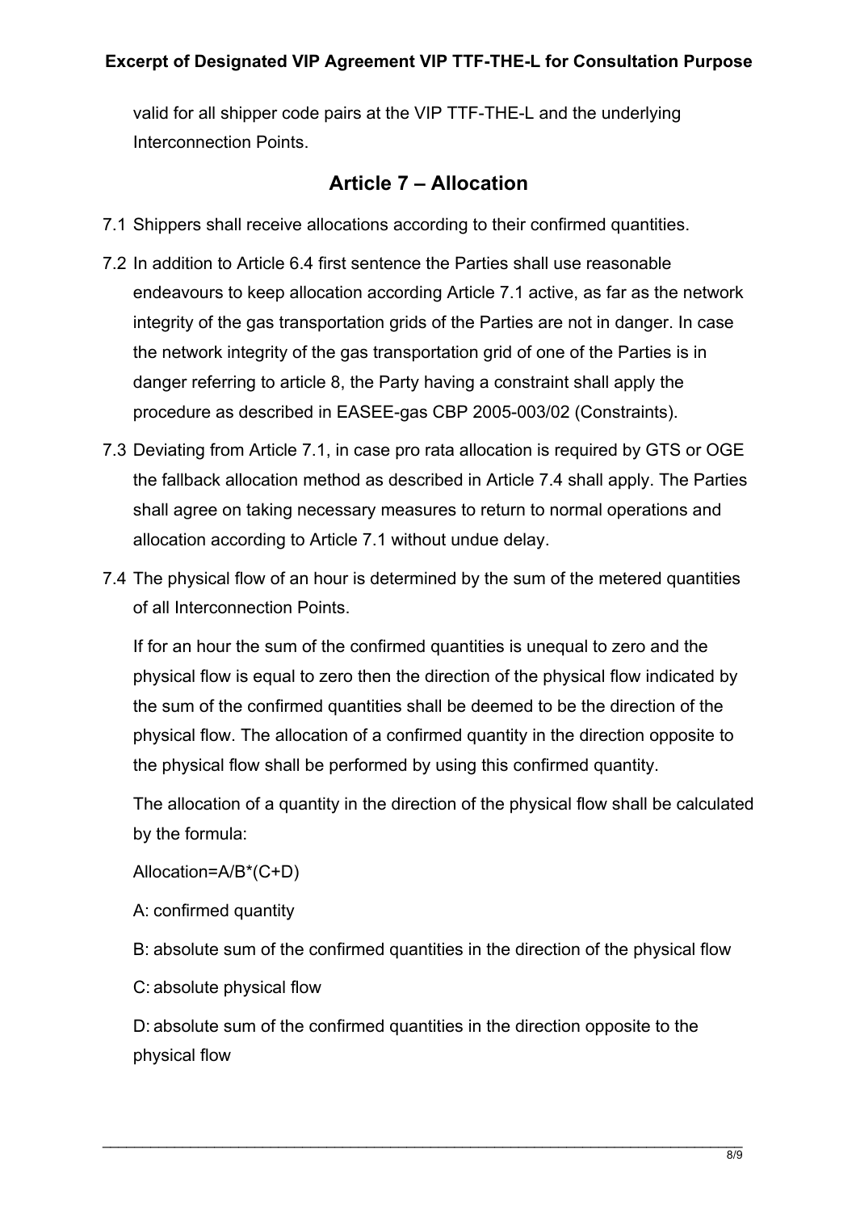valid for all shipper code pairs at the VIP TTF-THE-L and the underlying Interconnection Points.

## Article 7 – Allocation

7.1 Shippers shall receive allocations according to their confirmed quantities.

7.2 In addition to Article 6.4 first sentence the Parties shall use reasonable endeavours to keep allocation according Article 7.1 active, as far as the network integrity of the gas transportation grids of the Parties are not in danger. In case the network integrity of the gas transportation grid of one of the Parties is in danger referring to article 8, the Party having a constraint shall apply the procedure as described in EASEE-gas CBP 2005-003/02 (Constraints).

7.3 Deviating from Article 7.1, in case pro rata allocation is required by GTS or OGE the fallback allocation method as described in Article 7.4 shall apply. The Parties shall agree on taking necessary measures to return to normal operations and allocation according to Article 7.1 without undue delay.

7.4 The physical flow of an hour is determined by the sum of the metered quantities of all Interconnection Points.

If for an hour the sum of the confirmed quantities is unequal to zero and the physical flow is equal to zero then the direction of the physical flow indicated by the sum of the confirmed quantities shall be deemed to be the direction of the physical flow. The allocation of a confirmed quantity in the direction opposite to the physical flow shall be performed by using this confirmed quantity.

The allocation of a quantity in the direction of the physical flow shall be calculated by the formula:

$$\text{Allocation} = A / B * (C + D)$$

A: confirmed quantity

B: absolute sum of the confirmed quantities in the direction of the physical flow

C: absolute physical flow

D: absolute sum of the confirmed quantities in the direction opposite to the physical flow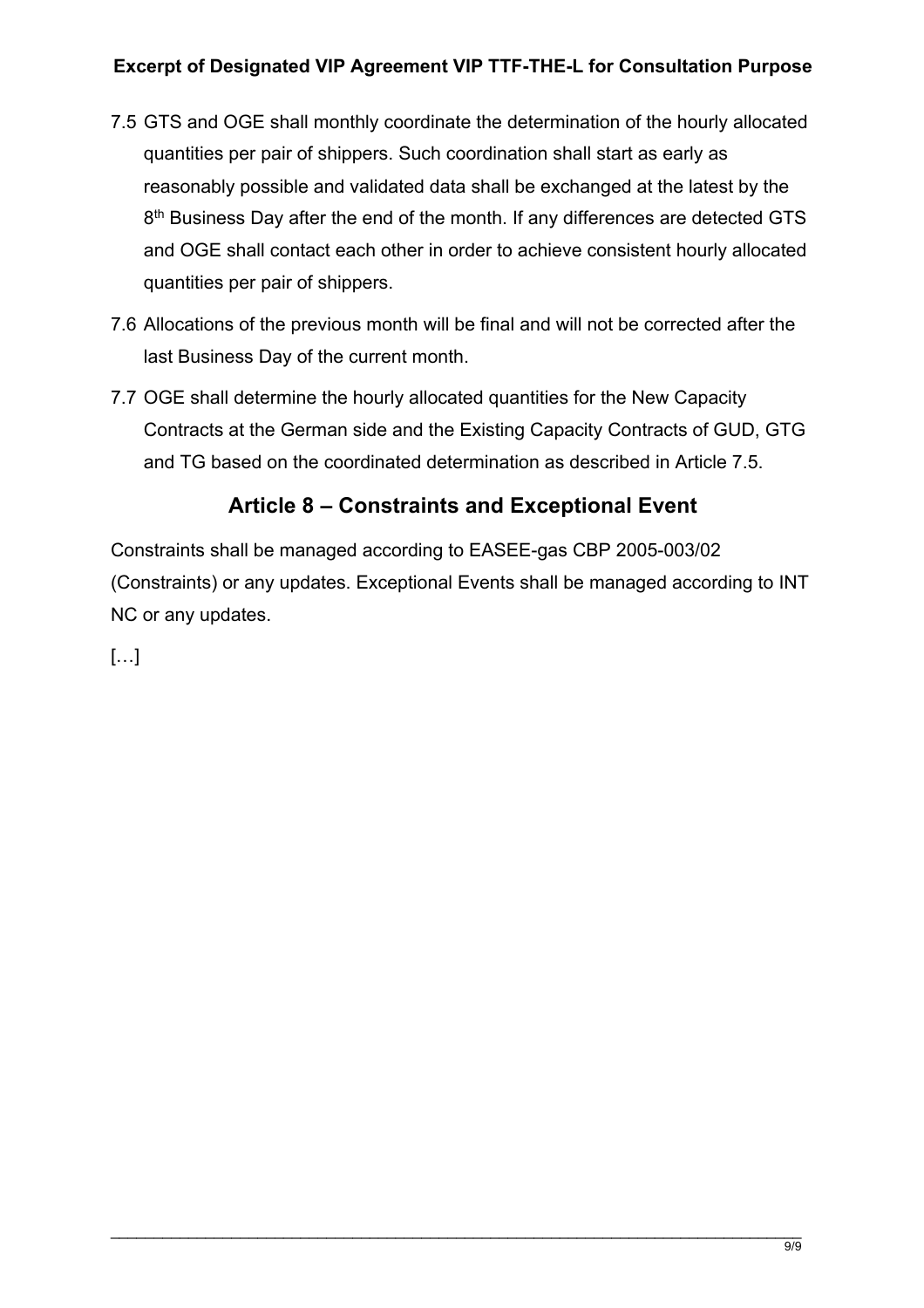7.5 GTS and OGE shall monthly coordinate the determination of the hourly allocated quantities per pair of shippers. Such coordination shall start as early as reasonably possible and validated data shall be exchanged at the latest by the 8th Business Day after the end of the month. If any differences are detected GTS and OGE shall contact each other in order to achieve consistent hourly allocated quantities per pair of shippers.

7.6 Allocations of the previous month will be final and will not be corrected after the last Business Day of the current month.

7.7 OGE shall determine the hourly allocated quantities for the New Capacity Contracts at the German side and the Existing Capacity Contracts of GUD, GTG and TG based on the coordinated determination as described in Article 7.5.

## Article 8 – Constraints and Exceptional Event

Constraints shall be managed according to EASEE-gas CBP 2005-003/02 (Constraints) or any updates. Exceptional Events shall be managed according to INT NC or any updates.

[…]